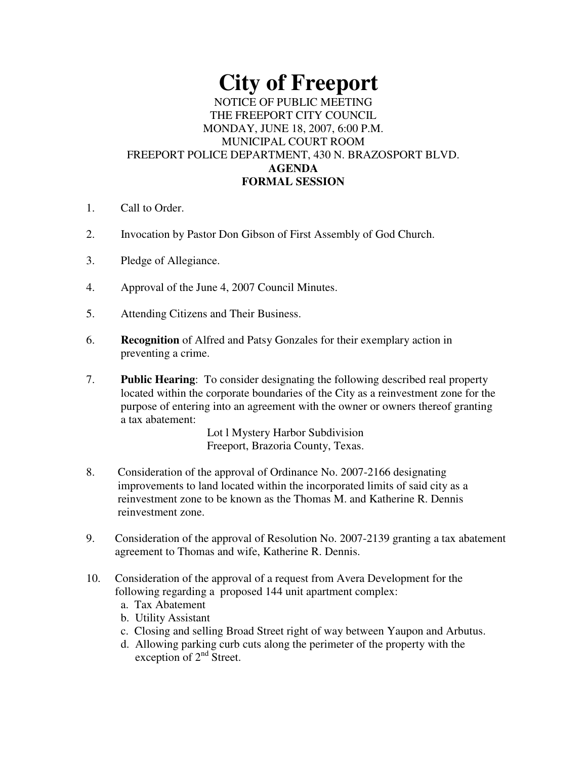# City of Freeport

NOTICE OF PUBLIC MEETING
THE FREEPORT CITY COUNCIL
MONDAY, JUNE 18, 2007, 6:00 P.M.
MUNICIPAL COURT ROOM
FREEPORT POLICE DEPARTMENT, 430 N. BRAZOSPORT BLVD.

**AGENDA**
**FORMAL SESSION**

1. Call to Order.

2. Invocation by Pastor Don Gibson of First Assembly of God Church.

3. Pledge of Allegiance.

4. Approval of the June 4, 2007 Council Minutes.

5. Attending Citizens and Their Business.

6. **Recognition** of Alfred and Patsy Gonzales for their exemplary action in preventing a crime.

7. **Public Hearing**: To consider designating the following described real property located within the corporate boundaries of the City as a reinvestment zone for the purpose of entering into an agreement with the owner or owners thereof granting a tax abatement:

   Lot l Mystery Harbor Subdivision
   Freeport, Brazoria County, Texas.

8. Consideration of the approval of Ordinance No. 2007-2166 designating improvements to land located within the incorporated limits of said city as a reinvestment zone to be known as the Thomas M. and Katherine R. Dennis reinvestment zone.

9. Consideration of the approval of Resolution No. 2007-2139 granting a tax abatement agreement to Thomas and wife, Katherine R. Dennis.

10. Consideration of the approval of a request from Avera Development for the following regarding a proposed 144 unit apartment complex:
    a. Tax Abatement
    b. Utility Assistant
    c. Closing and selling Broad Street right of way between Yaupon and Arbutus.
    d. Allowing parking curb cuts along the perimeter of the property with the exception of 2nd Street.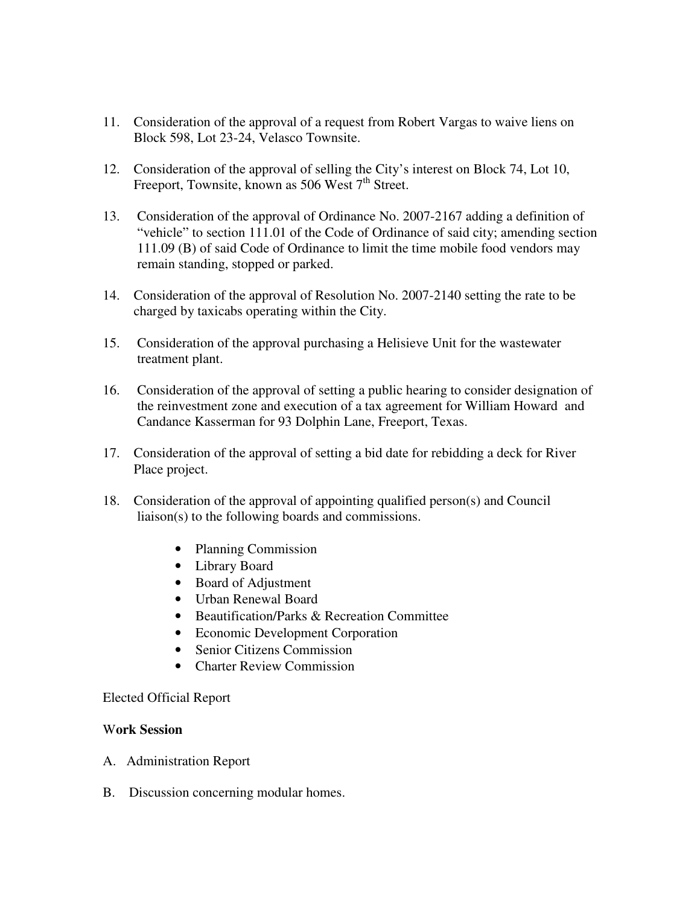11. Consideration of the approval of a request from Robert Vargas to waive liens on Block 598, Lot 23-24, Velasco Townsite.

12. Consideration of the approval of selling the City's interest on Block 74, Lot 10, Freeport, Townsite, known as 506 West 7th Street.

13. Consideration of the approval of Ordinance No. 2007-2167 adding a definition of "vehicle" to section 111.01 of the Code of Ordinance of said city; amending section 111.09 (B) of said Code of Ordinance to limit the time mobile food vendors may remain standing, stopped or parked.

14. Consideration of the approval of Resolution No. 2007-2140 setting the rate to be charged by taxicabs operating within the City.

15. Consideration of the approval purchasing a Helisieve Unit for the wastewater treatment plant.

16. Consideration of the approval of setting a public hearing to consider designation of the reinvestment zone and execution of a tax agreement for William Howard and Candance Kasserman for 93 Dolphin Lane, Freeport, Texas.

17. Consideration of the approval of setting a bid date for rebidding a deck for River Place project.

18. Consideration of the approval of appointing qualified person(s) and Council liaison(s) to the following boards and commissions.

    - Planning Commission
    - Library Board
    - Board of Adjustment
    - Urban Renewal Board
    - Beautification/Parks & Recreation Committee
    - Economic Development Corporation
    - Senior Citizens Commission
    - Charter Review Commission

Elected Official Report

**Work Session**

A. Administration Report

B. Discussion concerning modular homes.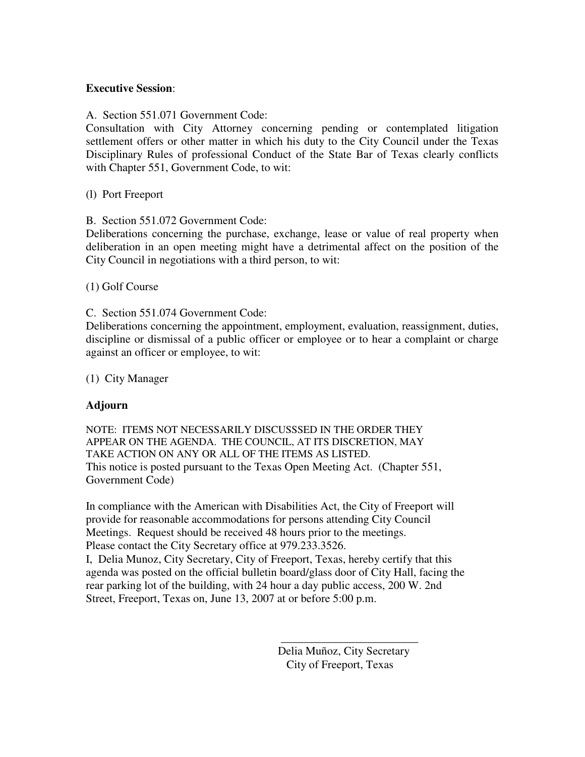**Executive Session**:

A. Section 551.071 Government Code:
Consultation with City Attorney concerning pending or contemplated litigation settlement offers or other matter in which his duty to the City Council under the Texas Disciplinary Rules of professional Conduct of the State Bar of Texas clearly conflicts with Chapter 551, Government Code, to wit:

(l) Port Freeport

B. Section 551.072 Government Code:
Deliberations concerning the purchase, exchange, lease or value of real property when deliberation in an open meeting might have a detrimental affect on the position of the City Council in negotiations with a third person, to wit:

(1) Golf Course

C. Section 551.074 Government Code:
Deliberations concerning the appointment, employment, evaluation, reassignment, duties, discipline or dismissal of a public officer or employee or to hear a complaint or charge against an officer or employee, to wit:

(1) City Manager

**Adjourn**

NOTE: ITEMS NOT NECESSARILY DISCUSSSED IN THE ORDER THEY APPEAR ON THE AGENDA. THE COUNCIL, AT ITS DISCRETION, MAY TAKE ACTION ON ANY OR ALL OF THE ITEMS AS LISTED.
This notice is posted pursuant to the Texas Open Meeting Act. (Chapter 551, Government Code)

In compliance with the American with Disabilities Act, the City of Freeport will provide for reasonable accommodations for persons attending City Council Meetings. Request should be received 48 hours prior to the meetings. Please contact the City Secretary office at 979.233.3526.
I, Delia Munoz, City Secretary, City of Freeport, Texas, hereby certify that this agenda was posted on the official bulletin board/glass door of City Hall, facing the rear parking lot of the building, with 24 hour a day public access, 200 W. 2nd Street, Freeport, Texas on, June 13, 2007 at or before 5:00 p.m.

\_\_\_\_\_\_\_\_\_\_\_\_\_\_\_\_\_\_\_\_\_\_\_\_\_

Delia Muñoz, City Secretary
City of Freeport, Texas